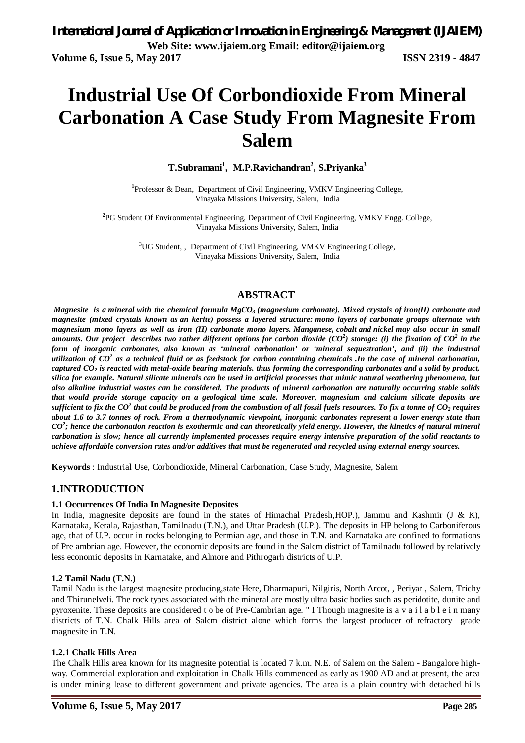# Industrial Use Of Corbondioxide From Mineral Carbonation A Case Study From Magnesite From Salem

**T.Subramani[1], M.P.Ravichandran[2], S.Priyanka[3]**

[1]Professor & Dean, Department of Civil Engineering, VMKV Engineering College, Vinayaka Missions University, Salem, India

[2]PG Student Of Environmental Engineering, Department of Civil Engineering, VMKV Engg. College, Vinayaka Missions University, Salem, India

[3]UG Student, , Department of Civil Engineering, VMKV Engineering College, Vinayaka Missions University, Salem, India

## ABSTRACT

***Magnesite is a mineral with the chemical formula $MgCO_3$ (magnesium carbonate). Mixed crystals of iron(II) carbonate and magnesite (mixed crystals known as an kerite) possess a layered structure: mono layers of carbonate groups alternate with magnesium mono layers as well as iron (II) carbonate mono layers. Manganese, cobalt and nickel may also occur in small amounts. Our project describes two rather different options for carbon dioxide ($CO^2$) storage: (i) the fixation of $CO^2$ in the form of inorganic carbonates, also known as 'mineral carbonation' or 'mineral sequestration', and (ii) the industrial utilization of $CO^2$ as a technical fluid or as feedstock for carbon containing chemicals .In the case of mineral carbonation, captured $CO_2$ is reacted with metal-oxide bearing materials, thus forming the corresponding carbonates and a solid by product, silica for example. Natural silicate minerals can be used in artificial processes that mimic natural weathering phenomena, but also alkaline industrial wastes can be considered. The products of mineral carbonation are naturally occurring stable solids that would provide storage capacity on a geological time scale. Moreover, magnesium and calcium silicate deposits are sufficient to fix the $CO^2$ that could be produced from the combustion of all fossil fuels resources. To fix a tonne of $CO_2$ requires about 1.6 to 3.7 tonnes of rock. From a thermodynamic viewpoint, inorganic carbonates represent a lower energy state than $CO^2$; hence the carbonation reaction is exothermic and can theoretically yield energy. However, the kinetics of natural mineral carbonation is slow; hence all currently implemented processes require energy intensive preparation of the solid reactants to achieve affordable conversion rates and/or additives that must be regenerated and recycled using external energy sources.***

**Keywords** : Industrial Use, Corbondioxide, Mineral Carbonation, Case Study, Magnesite, Salem

## 1.INTRODUCTION

### 1.1 Occurrences Of India In Magnesite Deposites

In India, magnesite deposits are found in the states of Himachal Pradesh,HOP.), Jammu and Kashmir (J & K), Karnataka, Kerala, Rajasthan, Tamilnadu (T.N.), and Uttar Pradesh (U.P.). The deposits in HP belong to Carboniferous age, that of U.P. occur in rocks belonging to Permian age, and those in T.N. and Karnataka are confined to formations of Pre ambrian age. However, the economic deposits are found in the Salem district of Tamilnadu followed by relatively less economic deposits in Karnatake, and Almore and Pithrogarh districts of U.P.

### 1.2 Tamil Nadu (T.N.)

Tamil Nadu is the largest magnesite producing,state Here, Dharmapuri, Nilgiris, North Arcot, , Periyar , Salem, Trichy and Thirunelveli. The rock types associated with the mineral are mostly ultra basic bodies such as peridotite, dunite and pyroxenite. These deposits are considered t o be of Pre-Cambrian age. " I Though magnesite is a v a i l a b l e i n many districts of T.N. Chalk Hills area of Salem district alone which forms the largest producer of refractory grade magnesite in T.N.

#### 1.2.1 Chalk Hills Area

The Chalk Hills area known for its magnesite potential is located 7 k.m. N.E. of Salem on the Salem - Bangalore high-way. Commercial exploration and exploitation in Chalk Hills commenced as early as 1900 AD and at present, the area is under mining lease to different government and private agencies. The area is a plain country with detached hills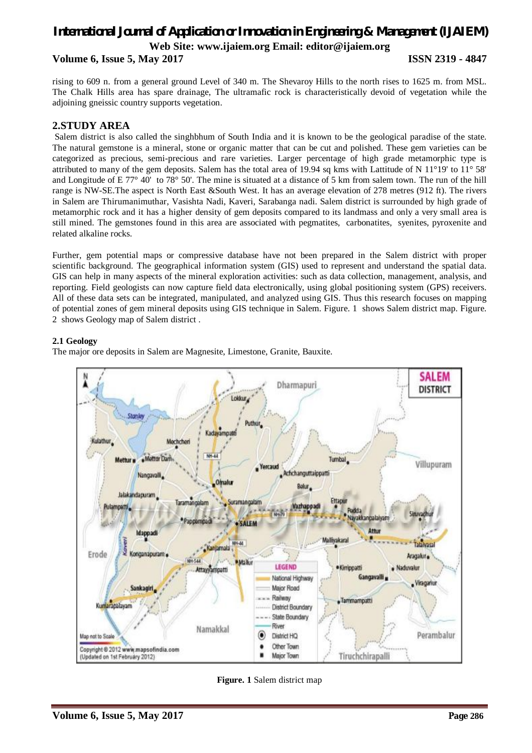rising to 609 n. from a general ground Level of 340 m. The Shevaroy Hills to the north rises to 1625 m. from MSL. The Chalk Hills area has spare drainage, The ultramafic rock is characteristically devoid of vegetation while the adjoining gneissic country supports vegetation.

## 2.STUDY AREA

Salem district is also called the singhbhum of South India and it is known to be the geological paradise of the state. The natural gemstone is a mineral, stone or organic matter that can be cut and polished. These gem varieties can be categorized as precious, semi-precious and rare varieties. Larger percentage of high grade metamorphic type is attributed to many of the gem deposits. Salem has the total area of 19.94 sq kms with Lattitude of N 11°19' to 11° 58' and Longitude of E 77° 40' to 78° 50'. The mine is situated at a distance of 5 km from salem town. The run of the hill range is NW-SE.The aspect is North East &South West. It has an average elevation of 278 metres (912 ft). The rivers in Salem are Thirumanimuthar, Vasishta Nadi, Kaveri, Sarabanga nadi. Salem district is surrounded by high grade of metamorphic rock and it has a higher density of gem deposits compared to its landmass and only a very small area is still mined. The gemstones found in this area are associated with pegmatites, carbonatites, syenites, pyroxenite and related alkaline rocks.

Further, gem potential maps or compressive database have not been prepared in the Salem district with proper scientific background. The geographical information system (GIS) used to represent and understand the spatial data. GIS can help in many aspects of the mineral exploration activities: such as data collection, management, analysis, and reporting. Field geologists can now capture field data electronically, using global positioning system (GPS) receivers. All of these data sets can be integrated, manipulated, and analyzed using GIS. Thus this research focuses on mapping of potential zones of gem mineral deposits using GIS technique in Salem. Figure. 1 shows Salem district map. Figure. 2 shows Geology map of Salem district .

### 2.1 Geology

The major ore deposits in Salem are Magnesite, Limestone, Granite, Bauxite.

**Figure. 1** Salem district map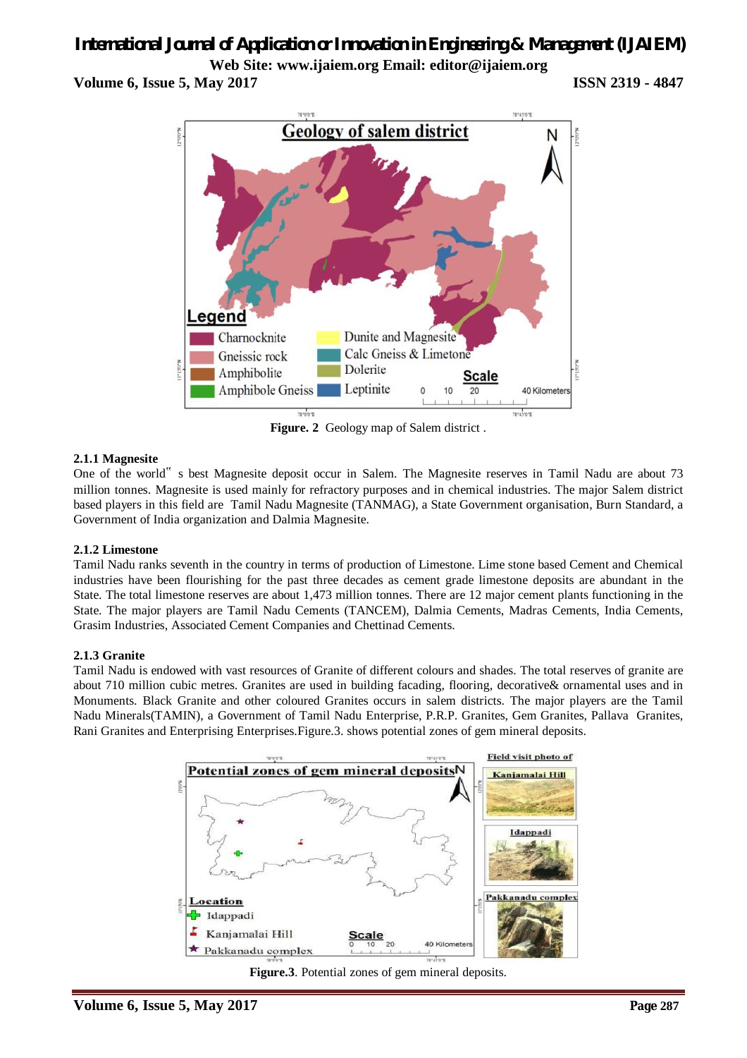Figure. 2 Geology map of Salem district .

### 2.1.1 Magnesite

One of the world‟ s best Magnesite deposit occur in Salem. The Magnesite reserves in Tamil Nadu are about 73 million tonnes. Magnesite is used mainly for refractory purposes and in chemical industries. The major Salem district based players in this field are Tamil Nadu Magnesite (TANMAG), a State Government organisation, Burn Standard, a Government of India organization and Dalmia Magnesite.

### 2.1.2 Limestone

Tamil Nadu ranks seventh in the country in terms of production of Limestone. Lime stone based Cement and Chemical industries have been flourishing for the past three decades as cement grade limestone deposits are abundant in the State. The total limestone reserves are about 1,473 million tonnes. There are 12 major cement plants functioning in the State. The major players are Tamil Nadu Cements (TANCEM), Dalmia Cements, Madras Cements, India Cements, Grasim Industries, Associated Cement Companies and Chettinad Cements.

### 2.1.3 Granite

Tamil Nadu is endowed with vast resources of Granite of different colours and shades. The total reserves of granite are about 710 million cubic metres. Granites are used in building facading, flooring, decorative& ornamental uses and in Monuments. Black Granite and other coloured Granites occurs in salem districts. The major players are the Tamil Nadu Minerals(TAMIN), a Government of Tamil Nadu Enterprise, P.R.P. Granites, Gem Granites, Pallava Granites, Rani Granites and Enterprising Enterprises.Figure.3. shows potential zones of gem mineral deposits.

Figure.3. Potential zones of gem mineral deposits.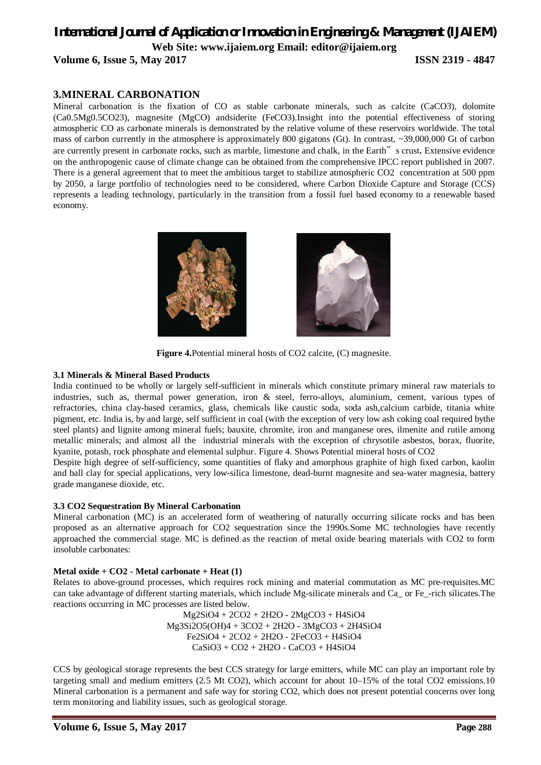## 3.MINERAL CARBONATION

Mineral carbonation is the fixation of CO as stable carbonate minerals, such as calcite ($CaCO_3$), dolomite ($Ca_{0.5}Mg_{0.5}CO_{23}$), magnesite (MgCO) andsiderite ($FeCO_3$).Insight into the potential effectiveness of storing atmospheric CO as carbonate minerals is demonstrated by the relative volume of these reservoirs worldwide. The total mass of carbon currently in the atmosphere is approximately 800 gigatons (Gt). In contrast, ~39,000,000 Gt of carbon are currently present in carbonate rocks, such as marble, limestone and chalk, in the Earth" s crust**.** Extensive evidence on the anthropogenic cause of climate change can be obtained from the comprehensive IPCC report published in 2007. There is a general agreement that to meet the ambitious target to stabilize atmospheric $CO_2$ concentration at 500 ppm by 2050, a large portfolio of technologies need to be considered, where Carbon Dioxide Capture and Storage (CCS) represents a leading technology, particularly in the transition from a fossil fuel based economy to a renewable based economy.

**Figure 4.**Potential mineral hosts of $CO_2$ calcite, (C) magnesite.

#### 3.1 Minerals & Mineral Based Products

India continued to be wholly or largely self-sufficient in minerals which constitute primary mineral raw materials to industries, such as, thermal power generation, iron & steel, ferro-alloys, aluminium, cement, various types of refractories, china clay-based ceramics, glass, chemicals like caustic soda, soda ash,calcium carbide, titania white pigment, etc. India is, by and large, self sufficient in coal (with the exception of very low ash coking coal required bythe steel plants) and lignite among mineral fuels; bauxite, chromite, iron and manganese ores, ilmenite and rutile among metallic minerals; and almost all the industrial minerals with the exception of chrysotile asbestos, borax, fluorite, kyanite, potash, rock phosphate and elemental sulphur. Figure 4. Shows Potential mineral hosts of $CO_2$

Despite high degree of self-sufficiency, some quantities of flaky and amorphous graphite of high fixed carbon, kaolin and ball clay for special applications, very low-silica limestone, dead-burnt magnesite and sea-water magnesia, battery grade manganese dioxide, etc.

#### 3.3 CO2 Sequestration By Mineral Carbonation

Mineral carbonation (MC) is an accelerated form of weathering of naturally occurring silicate rocks and has been proposed as an alternative approach for $CO_2$ sequestration since the 1990s.Some MC technologies have recently approached the commercial stage. MC is defined as the reaction of metal oxide bearing materials with $CO_2$ to form insoluble carbonates:

**Metal oxide + CO2 - Metal carbonate + Heat (1)**

Relates to above-ground processes, which requires rock mining and material commutation as MC pre-requisites.MC can take advantage of different starting materials, which include Mg-silicate minerals and Ca_ or Fe_-rich silicates.The reactions occurring in MC processes are listed below.

$$Mg_2SiO_4 + 2CO_2 + 2H_2O - 2MgCO_3 + H_4SiO_4$$

$$Mg_3Si_2O_5(OH)_4 + 3CO_2 + 2H_2O - 3MgCO_3 + 2H_4SiO_4$$

$$Fe_2SiO_4 + 2CO_2 + 2H_2O - 2FeCO_3 + H_4SiO_4$$

$$CaSiO_3 + CO_2 + 2H_2O - CaCO_3 + H_4SiO_4$$

CCS by geological storage represents the best CCS strategy for large emitters, while MC can play an important role by targeting small and medium emitters (2.5 Mt $CO_2$), which account for about 10–15% of the total $CO_2$ emissions.10 Mineral carbonation is a permanent and safe way for storing $CO_2$, which does not present potential concerns over long term monitoring and liability issues, such as geological storage.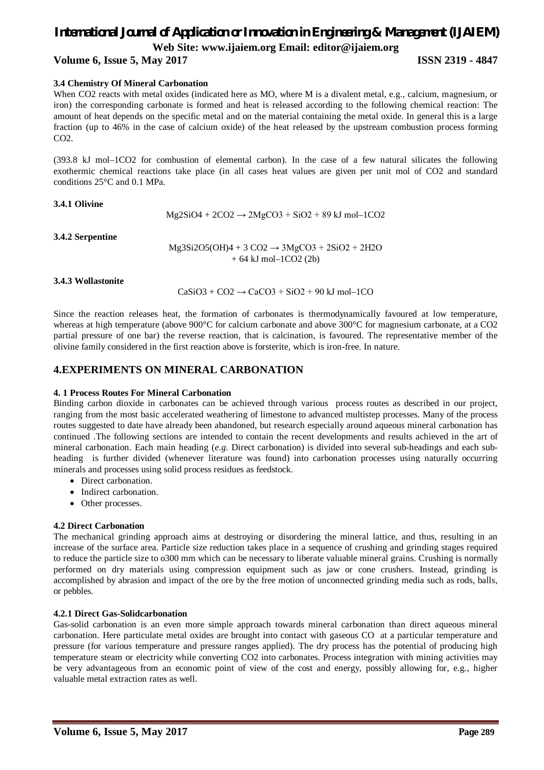### 3.4 Chemistry Of Mineral Carbonation

When $CO_2$ reacts with metal oxides (indicated here as MO, where M is a divalent metal, e.g., calcium, magnesium, or iron) the corresponding carbonate is formed and heat is released according to the following chemical reaction: The amount of heat depends on the specific metal and on the material containing the metal oxide. In general this is a large fraction (up to 46% in the case of calcium oxide) of the heat released by the upstream combustion process forming $CO_2$.

(393.8 kJ mol–1CO2 for combustion of elemental carbon). In the case of a few natural silicates the following exothermic chemical reactions take place (in all cases heat values are given per unit mol of $CO_2$ and standard conditions 25°C and 0.1 MPa.

#### 3.4.1 Olivine

$$Mg_2SiO_4 + 2CO_2 \rightarrow 2MgCO_3 + SiO_2 + 89 \text{ kJ mol}^{-1}CO_2$$

#### 3.4.2 Serpentine

$$Mg_3Si_2O_5(OH)_4 + 3\,CO_2 \rightarrow 3MgCO_3 + 2SiO_2 + 2H_2O + 64 \text{ kJ mol}^{-1}CO_2 \text{ (2b)}$$

#### 3.4.3 Wollastonite

$$CaSiO_3 + CO_2 \rightarrow CaCO_3 + SiO_2 + 90 \text{ kJ mol}^{-1}CO$$

Since the reaction releases heat, the formation of carbonates is thermodynamically favoured at low temperature, whereas at high temperature (above 900°C for calcium carbonate and above 300°C for magnesium carbonate, at a $CO_2$ partial pressure of one bar) the reverse reaction, that is calcination, is favoured. The representative member of the olivine family considered in the first reaction above is forsterite, which is iron-free. In nature.

## 4.EXPERIMENTS ON MINERAL CARBONATION

### 4. 1 Process Routes For Mineral Carbonation

Binding carbon dioxide in carbonates can be achieved through various process routes as described in our project, ranging from the most basic accelerated weathering of limestone to advanced multistep processes. Many of the process routes suggested to date have already been abandoned, but research especially around aqueous mineral carbonation has continued .The following sections are intended to contain the recent developments and results achieved in the art of mineral carbonation. Each main heading (*e.g.* Direct carbonation) is divided into several sub-headings and each sub-heading is further divided (whenever literature was found) into carbonation processes using naturally occurring minerals and processes using solid process residues as feedstock.

- Direct carbonation.
- Indirect carbonation.
- Other processes.

### 4.2 Direct Carbonation

The mechanical grinding approach aims at destroying or disordering the mineral lattice, and thus, resulting in an increase of the surface area. Particle size reduction takes place in a sequence of crushing and grinding stages required to reduce the particle size to o300 mm which can be necessary to liberate valuable mineral grains. Crushing is normally performed on dry materials using compression equipment such as jaw or cone crushers. Instead, grinding is accomplished by abrasion and impact of the ore by the free motion of unconnected grinding media such as rods, balls, or pebbles.

#### 4.2.1 Direct Gas-Solidcarbonation

Gas-solid carbonation is an even more simple approach towards mineral carbonation than direct aqueous mineral carbonation. Here particulate metal oxides are brought into contact with gaseous CO at a particular temperature and pressure (for various temperature and pressure ranges applied). The dry process has the potential of producing high temperature steam or electricity while converting $CO_2$ into carbonates. Process integration with mining activities may be very advantageous from an economic point of view of the cost and energy, possibly allowing for, e.g., higher valuable metal extraction rates as well.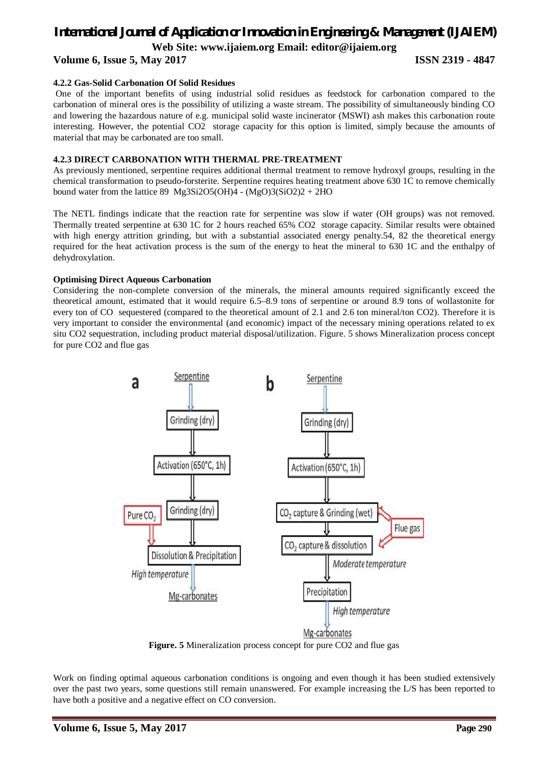#### 4.2.2 Gas-Solid Carbonation Of Solid Residues

One of the important benefits of using industrial solid residues as feedstock for carbonation compared to the carbonation of mineral ores is the possibility of utilizing a waste stream. The possibility of simultaneously binding CO and lowering the hazardous nature of e.g. municipal solid waste incinerator (MSWI) ash makes this carbonation route interesting. However, the potential CO2 storage capacity for this option is limited, simply because the amounts of material that may be carbonated are too small.

#### 4.2.3 DIRECT CARBONATION WITH THERMAL PRE-TREATMENT

As previously mentioned, serpentine requires additional thermal treatment to remove hydroxyl groups, resulting in the chemical transformation to pseudo-forsterite. Serpentine requires heating treatment above 630 1C to remove chemically bound water from the lattice 89 Mg3Si2O5(OH)4 - (MgO)3(SiO2)2 + 2HO

The NETL findings indicate that the reaction rate for serpentine was slow if water (OH groups) was not removed. Thermally treated serpentine at 630 1C for 2 hours reached 65% CO2 storage capacity. Similar results were obtained with high energy attrition grinding, but with a substantial associated energy penalty.54, 82 the theoretical energy required for the heat activation process is the sum of the energy to heat the mineral to 630 1C and the enthalpy of dehydroxylation.

#### Optimising Direct Aqueous Carbonation

Considering the non-complete conversion of the minerals, the mineral amounts required significantly exceed the theoretical amount, estimated that it would require 6.5–8.9 tons of serpentine or around 8.9 tons of wollastonite for every ton of CO sequestered (compared to the theoretical amount of 2.1 and 2.6 ton mineral/ton CO2). Therefore it is very important to consider the environmental (and economic) impact of the necessary mining operations related to ex situ CO2 sequestration, including product material disposal/utilization. Figure. 5 shows Mineralization process concept for pure CO2 and flue gas

**Figure. 5** Mineralization process concept for pure CO2 and flue gas

Work on finding optimal aqueous carbonation conditions is ongoing and even though it has been studied extensively over the past two years, some questions still remain unanswered. For example increasing the L/S has been reported to have both a positive and a negative effect on CO conversion.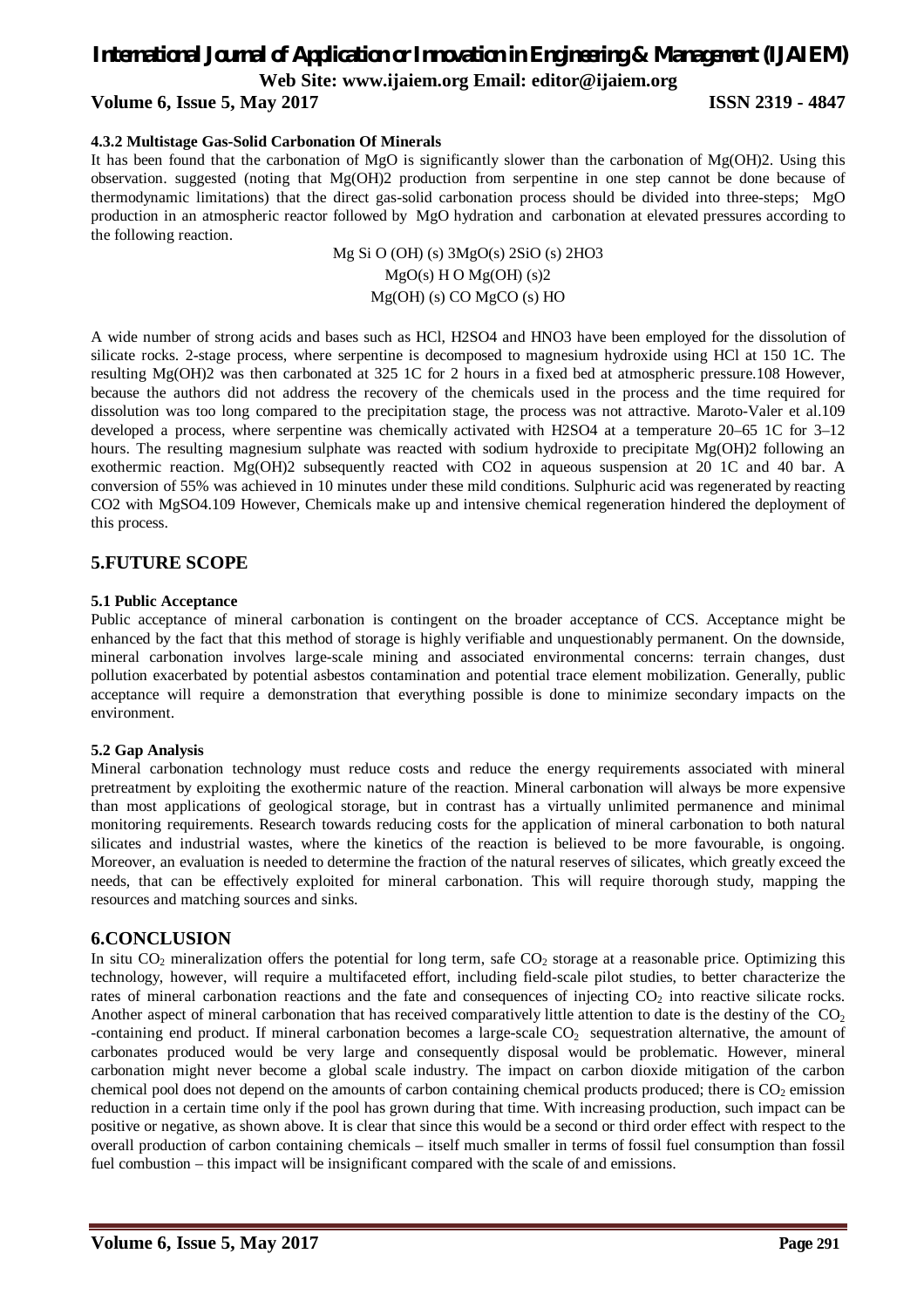#### 4.3.2 Multistage Gas-Solid Carbonation Of Minerals

It has been found that the carbonation of MgO is significantly slower than the carbonation of Mg(OH)2. Using this observation. suggested (noting that Mg(OH)2 production from serpentine in one step cannot be done because of thermodynamic limitations) that the direct gas-solid carbonation process should be divided into three-steps; MgO production in an atmospheric reactor followed by MgO hydration and carbonation at elevated pressures according to the following reaction.

Mg Si O (OH) (s) 3MgO(s) 2SiO (s) 2HO3

MgO(s) H O Mg(OH) (s)2

Mg(OH) (s) CO MgCO (s) HO

A wide number of strong acids and bases such as HCl, H2SO4 and HNO3 have been employed for the dissolution of silicate rocks. 2-stage process, where serpentine is decomposed to magnesium hydroxide using HCl at 150 1C. The resulting Mg(OH)2 was then carbonated at 325 1C for 2 hours in a fixed bed at atmospheric pressure.108 However, because the authors did not address the recovery of the chemicals used in the process and the time required for dissolution was too long compared to the precipitation stage, the process was not attractive. Maroto-Valer et al.109 developed a process, where serpentine was chemically activated with H2SO4 at a temperature 20–65 1C for 3–12 hours. The resulting magnesium sulphate was reacted with sodium hydroxide to precipitate Mg(OH)2 following an exothermic reaction. Mg(OH)2 subsequently reacted with CO2 in aqueous suspension at 20 1C and 40 bar. A conversion of 55% was achieved in 10 minutes under these mild conditions. Sulphuric acid was regenerated by reacting CO2 with MgSO4.109 However, Chemicals make up and intensive chemical regeneration hindered the deployment of this process.

## 5.FUTURE SCOPE

#### 5.1 Public Acceptance

Public acceptance of mineral carbonation is contingent on the broader acceptance of CCS. Acceptance might be enhanced by the fact that this method of storage is highly verifiable and unquestionably permanent. On the downside, mineral carbonation involves large-scale mining and associated environmental concerns: terrain changes, dust pollution exacerbated by potential asbestos contamination and potential trace element mobilization. Generally, public acceptance will require a demonstration that everything possible is done to minimize secondary impacts on the environment.

#### 5.2 Gap Analysis

Mineral carbonation technology must reduce costs and reduce the energy requirements associated with mineral pretreatment by exploiting the exothermic nature of the reaction. Mineral carbonation will always be more expensive than most applications of geological storage, but in contrast has a virtually unlimited permanence and minimal monitoring requirements. Research towards reducing costs for the application of mineral carbonation to both natural silicates and industrial wastes, where the kinetics of the reaction is believed to be more favourable, is ongoing. Moreover, an evaluation is needed to determine the fraction of the natural reserves of silicates, which greatly exceed the needs, that can be effectively exploited for mineral carbonation. This will require thorough study, mapping the resources and matching sources and sinks.

## 6.CONCLUSION

In situ $CO_2$ mineralization offers the potential for long term, safe $CO_2$ storage at a reasonable price. Optimizing this technology, however, will require a multifaceted effort, including field-scale pilot studies, to better characterize the rates of mineral carbonation reactions and the fate and consequences of injecting $CO_2$ into reactive silicate rocks. Another aspect of mineral carbonation that has received comparatively little attention to date is the destiny of the $CO_2$ -containing end product. If mineral carbonation becomes a large-scale $CO_2$ sequestration alternative, the amount of carbonates produced would be very large and consequently disposal would be problematic. However, mineral carbonation might never become a global scale industry. The impact on carbon dioxide mitigation of the carbon chemical pool does not depend on the amounts of carbon containing chemical products produced; there is $CO_2$ emission reduction in a certain time only if the pool has grown during that time. With increasing production, such impact can be positive or negative, as shown above. It is clear that since this would be a second or third order effect with respect to the overall production of carbon containing chemicals – itself much smaller in terms of fossil fuel consumption than fossil fuel combustion – this impact will be insignificant compared with the scale of and emissions.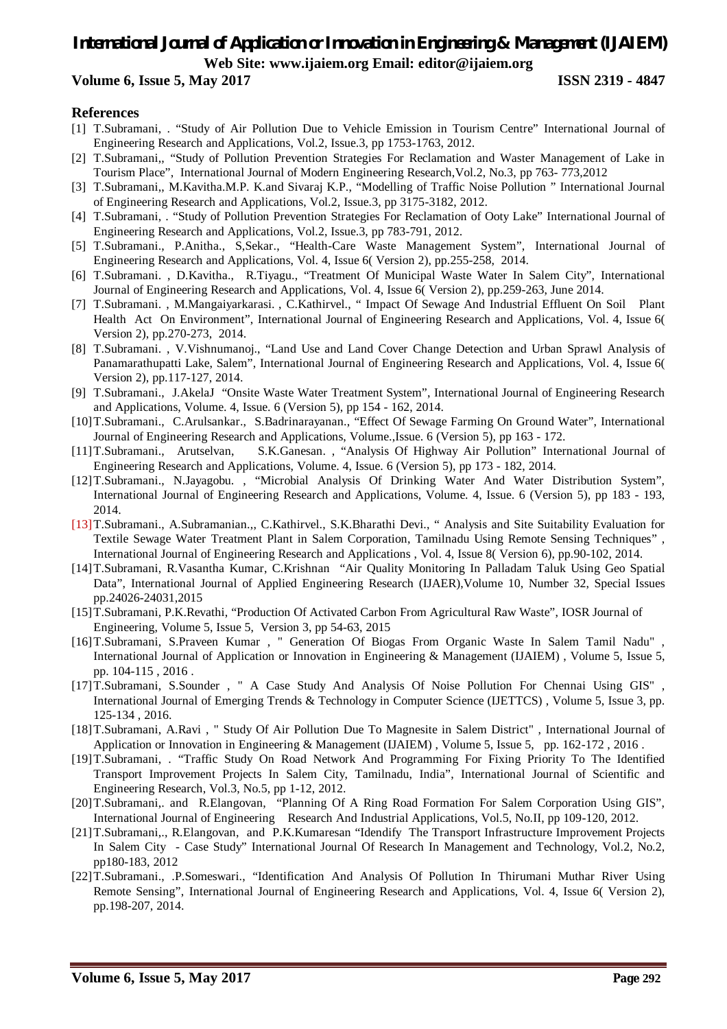## References

[1] T.Subramani, . "Study of Air Pollution Due to Vehicle Emission in Tourism Centre" International Journal of Engineering Research and Applications, Vol.2, Issue.3, pp 1753-1763, 2012.

[2] T.Subramani,, "Study of Pollution Prevention Strategies For Reclamation and Waster Management of Lake in Tourism Place", International Journal of Modern Engineering Research,Vol.2, No.3, pp 763- 773,2012

[3] T.Subramani,, M.Kavitha.M.P. K.and Sivaraj K.P., "Modelling of Traffic Noise Pollution " International Journal of Engineering Research and Applications, Vol.2, Issue.3, pp 3175-3182, 2012.

[4] T.Subramani, . "Study of Pollution Prevention Strategies For Reclamation of Ooty Lake" International Journal of Engineering Research and Applications, Vol.2, Issue.3, pp 783-791, 2012.

[5] T.Subramani., P.Anitha., S,Sekar., "Health-Care Waste Management System", International Journal of Engineering Research and Applications, Vol. 4, Issue 6( Version 2), pp.255-258, 2014.

[6] T.Subramani. , D.Kavitha., R.Tiyagu., "Treatment Of Municipal Waste Water In Salem City", International Journal of Engineering Research and Applications, Vol. 4, Issue 6( Version 2), pp.259-263, June 2014.

[7] T.Subramani. , M.Mangaiyarkarasi. , C.Kathirvel., " Impact Of Sewage And Industrial Effluent On Soil Plant Health Act On Environment", International Journal of Engineering Research and Applications, Vol. 4, Issue 6( Version 2), pp.270-273, 2014.

[8] T.Subramani. , V.Vishnumanoj., "Land Use and Land Cover Change Detection and Urban Sprawl Analysis of Panamarathupatti Lake, Salem", International Journal of Engineering Research and Applications, Vol. 4, Issue 6( Version 2), pp.117-127, 2014.

[9] T.Subramani., J.AkelaJ "Onsite Waste Water Treatment System", International Journal of Engineering Research and Applications, Volume. 4, Issue. 6 (Version 5), pp 154 - 162, 2014.

[10] T.Subramani., C.Arulsankar., S.Badrinarayanan., "Effect Of Sewage Farming On Ground Water", International Journal of Engineering Research and Applications, Volume.,Issue. 6 (Version 5), pp 163 - 172.

[11] T.Subramani., Arutselvan, S.K.Ganesan. , "Analysis Of Highway Air Pollution" International Journal of Engineering Research and Applications, Volume. 4, Issue. 6 (Version 5), pp 173 - 182, 2014.

[12] T.Subramani., N.Jayagobu. , "Microbial Analysis Of Drinking Water And Water Distribution System", International Journal of Engineering Research and Applications, Volume. 4, Issue. 6 (Version 5), pp 183 - 193, 2014.

[13] T.Subramani., A.Subramanian.,, C.Kathirvel., S.K.Bharathi Devi., " Analysis and Site Suitability Evaluation for Textile Sewage Water Treatment Plant in Salem Corporation, Tamilnadu Using Remote Sensing Techniques" , International Journal of Engineering Research and Applications , Vol. 4, Issue 8( Version 6), pp.90-102, 2014.

[14] T.Subramani, R.Vasantha Kumar, C.Krishnan "Air Quality Monitoring In Palladam Taluk Using Geo Spatial Data", International Journal of Applied Engineering Research (IJAER),Volume 10, Number 32, Special Issues pp.24026-24031,2015

[15] T.Subramani, P.K.Revathi, "Production Of Activated Carbon From Agricultural Raw Waste", IOSR Journal of Engineering, Volume 5, Issue 5, Version 3, pp 54-63, 2015

[16] T.Subramani, S.Praveen Kumar , " Generation Of Biogas From Organic Waste In Salem Tamil Nadu" , International Journal of Application or Innovation in Engineering & Management (IJAIEM) , Volume 5, Issue 5, pp. 104-115 , 2016 .

[17] T.Subramani, S.Sounder , " A Case Study And Analysis Of Noise Pollution For Chennai Using GIS" , International Journal of Emerging Trends & Technology in Computer Science (IJETTCS) , Volume 5, Issue 3, pp. 125-134 , 2016.

[18] T.Subramani, A.Ravi , " Study Of Air Pollution Due To Magnesite in Salem District" , International Journal of Application or Innovation in Engineering & Management (IJAIEM) , Volume 5, Issue 5, pp. 162-172 , 2016 .

[19] T.Subramani, . "Traffic Study On Road Network And Programming For Fixing Priority To The Identified Transport Improvement Projects In Salem City, Tamilnadu, India", International Journal of Scientific and Engineering Research, Vol.3, No.5, pp 1-12, 2012.

[20] T.Subramani,. and R.Elangovan, "Planning Of A Ring Road Formation For Salem Corporation Using GIS", International Journal of Engineering Research And Industrial Applications, Vol.5, No.II, pp 109-120, 2012.

[21] T.Subramani,., R.Elangovan, and P.K.Kumaresan "Idendify The Transport Infrastructure Improvement Projects In Salem City - Case Study" International Journal Of Research In Management and Technology, Vol.2, No.2, pp180-183, 2012

[22] T.Subramani., .P.Someswari., "Identification And Analysis Of Pollution In Thirumani Muthar River Using Remote Sensing", International Journal of Engineering Research and Applications, Vol. 4, Issue 6( Version 2), pp.198-207, 2014.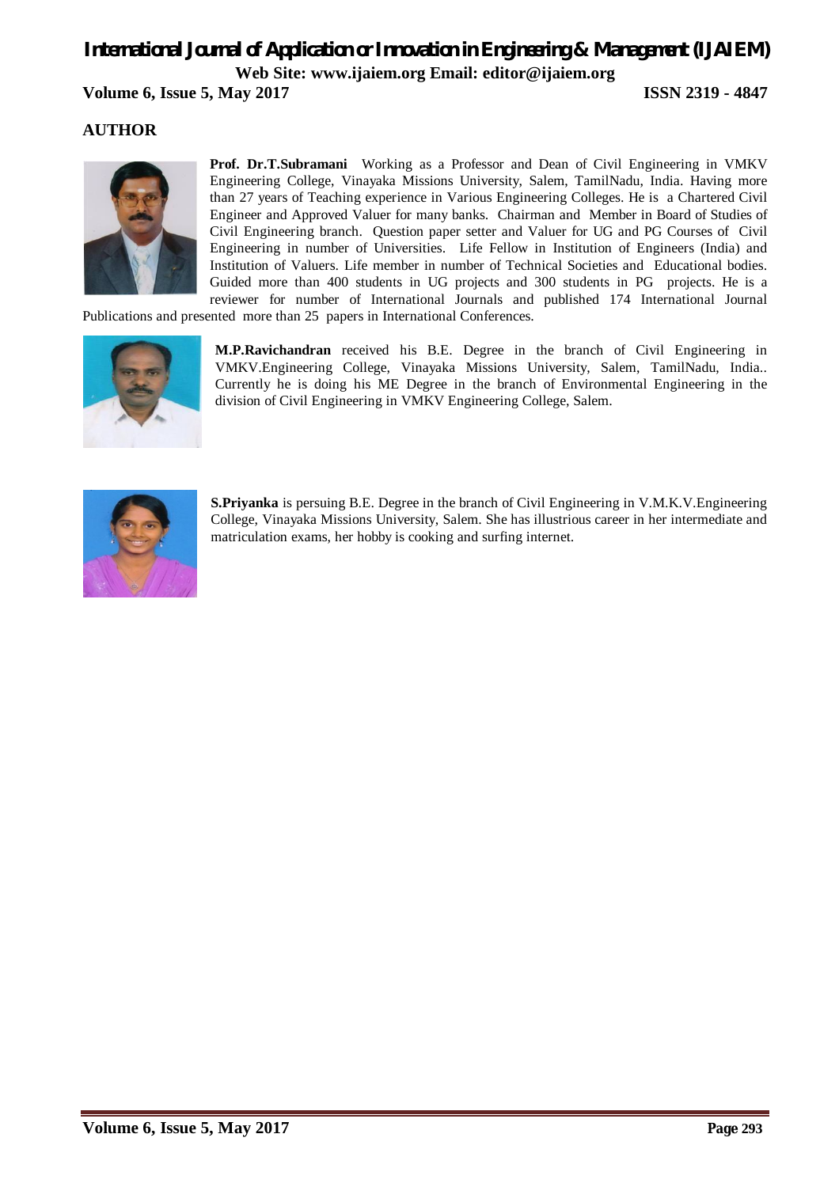## AUTHOR

**Prof. Dr.T.Subramani** Working as a Professor and Dean of Civil Engineering in VMKV Engineering College, Vinayaka Missions University, Salem, TamilNadu, India. Having more than 27 years of Teaching experience in Various Engineering Colleges. He is a Chartered Civil Engineer and Approved Valuer for many banks. Chairman and Member in Board of Studies of Civil Engineering branch. Question paper setter and Valuer for UG and PG Courses of Civil Engineering in number of Universities. Life Fellow in Institution of Engineers (India) and Institution of Valuers. Life member in number of Technical Societies and Educational bodies. Guided more than 400 students in UG projects and 300 students in PG projects. He is a reviewer for number of International Journals and published 174 International Journal Publications and presented more than 25 papers in International Conferences.

**M.P.Ravichandran** received his B.E. Degree in the branch of Civil Engineering in VMKV.Engineering College, Vinayaka Missions University, Salem, TamilNadu, India.. Currently he is doing his ME Degree in the branch of Environmental Engineering in the division of Civil Engineering in VMKV Engineering College, Salem.

**S.Priyanka** is persuing B.E. Degree in the branch of Civil Engineering in V.M.K.V.Engineering College, Vinayaka Missions University, Salem. She has illustrious career in her intermediate and matriculation exams, her hobby is cooking and surfing internet.